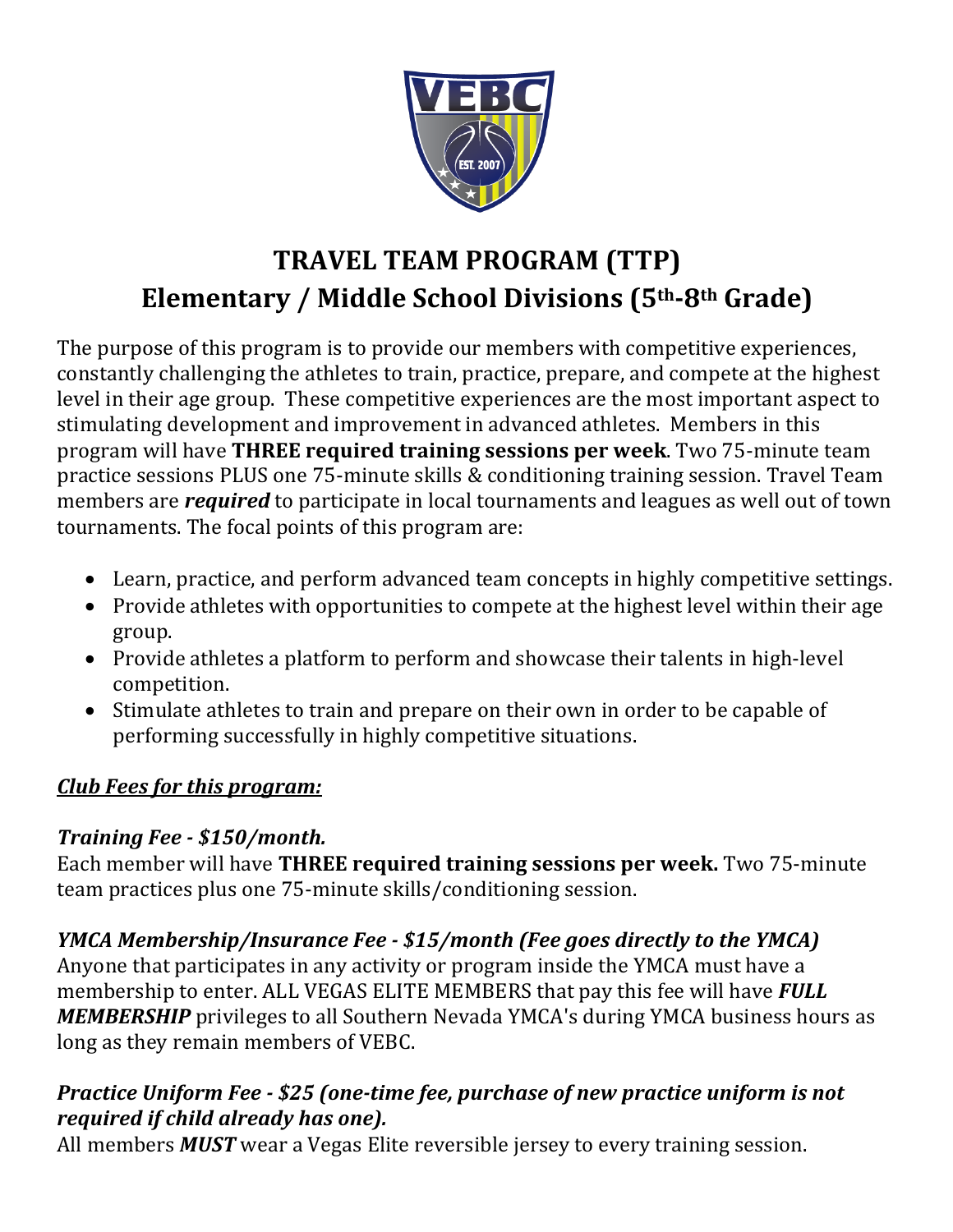# TRAVEL TEAM PROGRAM (TTP)
## Elementary / Middle School Divisions (5th-8th Grade)

The purpose of this program is to provide our members with competitive experiences, constantly challenging the athletes to train, practice, prepare, and compete at the highest level in their age group. These competitive experiences are the most important aspect to stimulating development and improvement in advanced athletes. Members in this program will have **THREE required training sessions per week**. Two 75-minute team practice sessions PLUS one 75-minute skills & conditioning training session. Travel Team members are ***required*** to participate in local tournaments and leagues as well out of town tournaments. The focal points of this program are:

- Learn, practice, and perform advanced team concepts in highly competitive settings.
- Provide athletes with opportunities to compete at the highest level within their age group.
- Provide athletes a platform to perform and showcase their talents in high-level competition.
- Stimulate athletes to train and prepare on their own in order to be capable of performing successfully in highly competitive situations.

***<u>Club Fees for this program:</u>***

***Training Fee - $150/month.***
Each member will have **THREE required training sessions per week.** Two 75-minute team practices plus one 75-minute skills/conditioning session.

***YMCA Membership/Insurance Fee - $15/month (Fee goes directly to the YMCA)***
Anyone that participates in any activity or program inside the YMCA must have a membership to enter. ALL VEGAS ELITE MEMBERS that pay this fee will have ***FULL MEMBERSHIP*** privileges to all Southern Nevada YMCA's during YMCA business hours as long as they remain members of VEBC.

***Practice Uniform Fee - $25 (one-time fee, purchase of new practice uniform is not required if child already has one).***
All members ***MUST*** wear a Vegas Elite reversible jersey to every training session.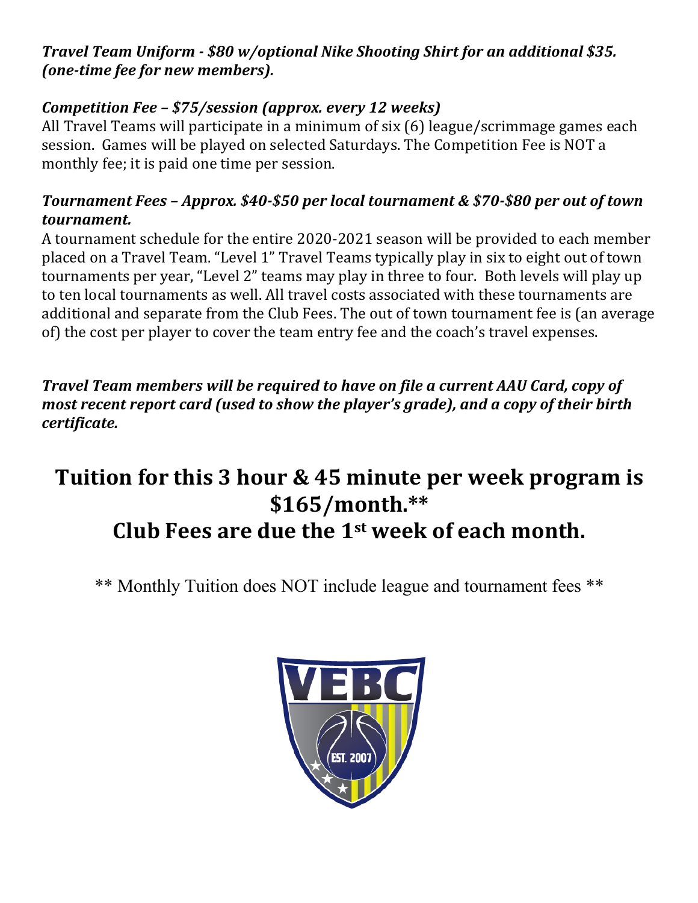***Travel Team Uniform - $80 w/optional Nike Shooting Shirt for an additional $35. (one-time fee for new members).***

***Competition Fee – $75/session (approx. every 12 weeks)***

All Travel Teams will participate in a minimum of six (6) league/scrimmage games each session. Games will be played on selected Saturdays. The Competition Fee is NOT a monthly fee; it is paid one time per session.

***Tournament Fees – Approx. $40-$50 per local tournament & $70-$80 per out of town tournament.***

A tournament schedule for the entire 2020-2021 season will be provided to each member placed on a Travel Team. "Level 1" Travel Teams typically play in six to eight out of town tournaments per year, "Level 2" teams may play in three to four. Both levels will play up to ten local tournaments as well. All travel costs associated with these tournaments are additional and separate from the Club Fees. The out of town tournament fee is (an average of) the cost per player to cover the team entry fee and the coach's travel expenses.

***Travel Team members will be required to have on file a current AAU Card, copy of most recent report card (used to show the player's grade), and a copy of their birth certificate.***

## Tuition for this 3 hour & 45 minute per week program is $165/month.**

## Club Fees are due the 1st week of each month.

** Monthly Tuition does NOT include league and tournament fees **